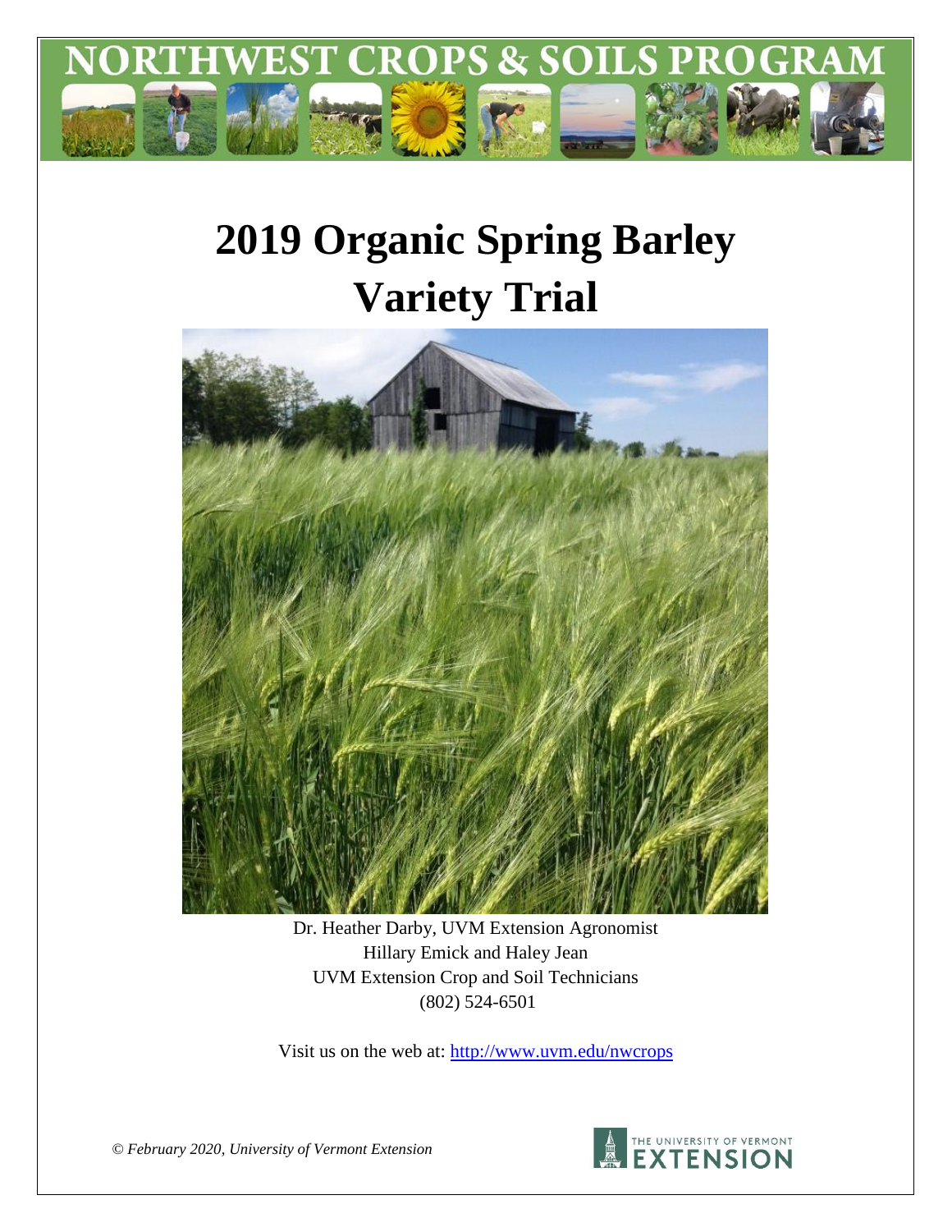# 2019 Organic Spring Barley Variety Trial

Dr. Heather Darby, UVM Extension Agronomist
Hillary Emick and Haley Jean
UVM Extension Crop and Soil Technicians
(802) 524-6501

Visit us on the web at: http://www.uvm.edu/nwcrops

*© February 2020, University of Vermont Extension*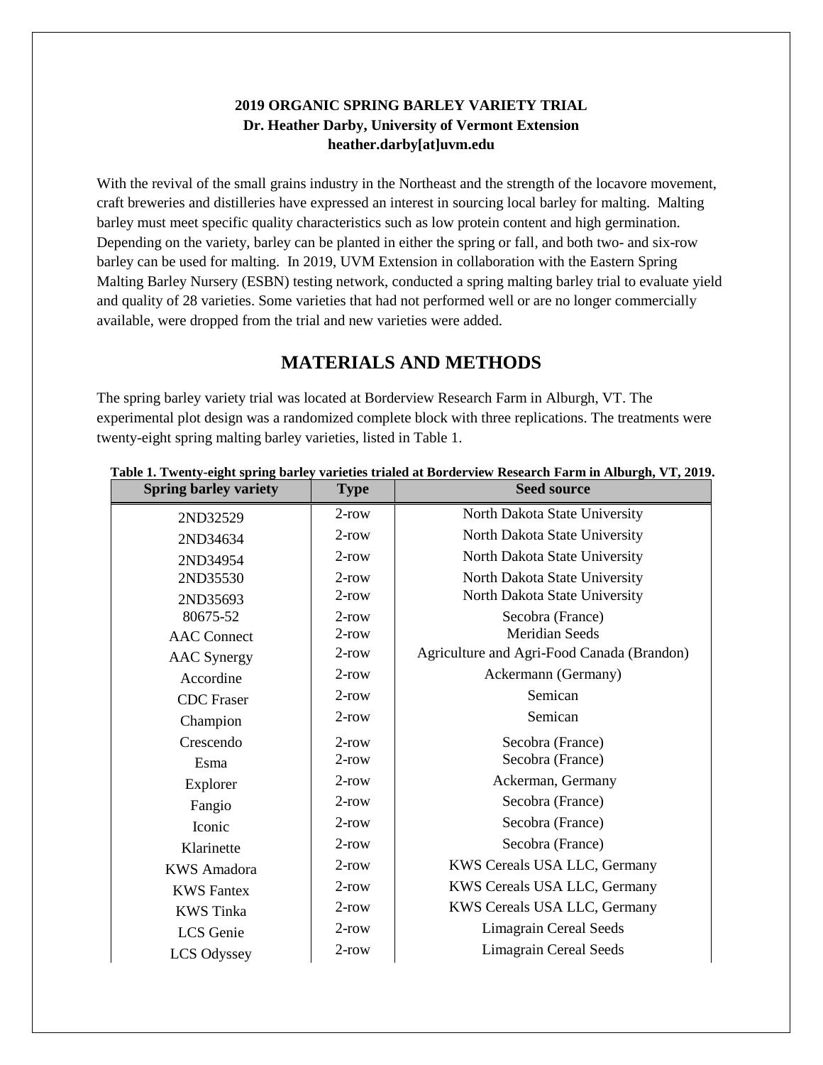**2019 ORGANIC SPRING BARLEY VARIETY TRIAL**
**Dr. Heather Darby, University of Vermont Extension**
**heather.darby[at]uvm.edu**

With the revival of the small grains industry in the Northeast and the strength of the locavore movement, craft breweries and distilleries have expressed an interest in sourcing local barley for malting. Malting barley must meet specific quality characteristics such as low protein content and high germination. Depending on the variety, barley can be planted in either the spring or fall, and both two- and six-row barley can be used for malting. In 2019, UVM Extension in collaboration with the Eastern Spring Malting Barley Nursery (ESBN) testing network, conducted a spring malting barley trial to evaluate yield and quality of 28 varieties. Some varieties that had not performed well or are no longer commercially available, were dropped from the trial and new varieties were added.

## MATERIALS AND METHODS

The spring barley variety trial was located at Borderview Research Farm in Alburgh, VT. The experimental plot design was a randomized complete block with three replications. The treatments were twenty-eight spring malting barley varieties, listed in Table 1.

**Table 1. Twenty-eight spring barley varieties trialed at Borderview Research Farm in Alburgh, VT, 2019.**

| Spring barley variety | Type | Seed source |
|---|---|---|
| 2ND32529 | 2-row | North Dakota State University |
| 2ND34634 | 2-row | North Dakota State University |
| 2ND34954 | 2-row | North Dakota State University |
| 2ND35530 | 2-row | North Dakota State University |
| 2ND35693 | 2-row | North Dakota State University |
| 80675-52 | 2-row | Secobra (France) |
| AAC Connect | 2-row | Meridian Seeds |
| AAC Synergy | 2-row | Agriculture and Agri-Food Canada (Brandon) |
| Accordine | 2-row | Ackermann (Germany) |
| CDC Fraser | 2-row | Semican |
| Champion | 2-row | Semican |
| Crescendo | 2-row | Secobra (France) |
| Esma | 2-row | Secobra (France) |
| Explorer | 2-row | Ackerman, Germany |
| Fangio | 2-row | Secobra (France) |
| Iconic | 2-row | Secobra (France) |
| Klarinette | 2-row | Secobra (France) |
| KWS Amadora | 2-row | KWS Cereals USA LLC, Germany |
| KWS Fantex | 2-row | KWS Cereals USA LLC, Germany |
| KWS Tinka | 2-row | KWS Cereals USA LLC, Germany |
| LCS Genie | 2-row | Limagrain Cereal Seeds |
| LCS Odyssey | 2-row | Limagrain Cereal Seeds |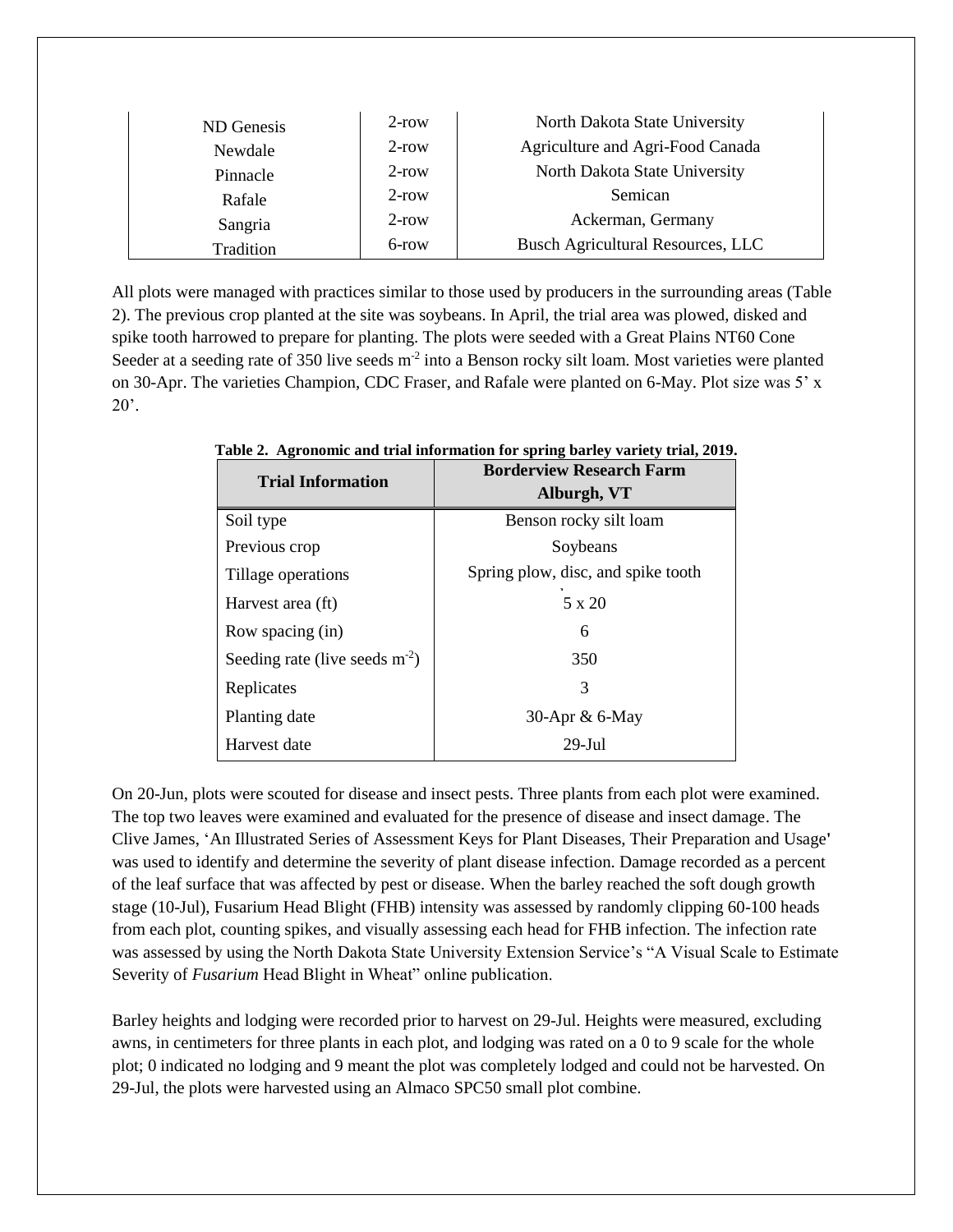| ND Genesis | 2-row | North Dakota State University |
|---|---|---|
| Newdale | 2-row | Agriculture and Agri-Food Canada |
| Pinnacle | 2-row | North Dakota State University |
| Rafale | 2-row | Semican |
| Sangria | 2-row | Ackerman, Germany |
| Tradition | 6-row | Busch Agricultural Resources, LLC |

All plots were managed with practices similar to those used by producers in the surrounding areas (Table 2). The previous crop planted at the site was soybeans. In April, the trial area was plowed, disked and spike tooth harrowed to prepare for planting. The plots were seeded with a Great Plains NT60 Cone Seeder at a seeding rate of 350 live seeds $m^{-2}$ into a Benson rocky silt loam. Most varieties were planted on 30-Apr. The varieties Champion, CDC Fraser, and Rafale were planted on 6-May. Plot size was 5' x 20'.

**Table 2. Agronomic and trial information for spring barley variety trial, 2019.**

| Trial Information | Borderview Research Farm Alburgh, VT |
|---|---|
| Soil type | Benson rocky silt loam |
| Previous crop | Soybeans |
| Tillage operations | Spring plow, disc, and spike tooth |
| Harvest area (ft) | 5 x 20 |
| Row spacing (in) | 6 |
| Seeding rate (live seeds $m^{-2}$) | 350 |
| Replicates | 3 |
| Planting date | 30-Apr & 6-May |
| Harvest date | 29-Jul |

On 20-Jun, plots were scouted for disease and insect pests. Three plants from each plot were examined. The top two leaves were examined and evaluated for the presence of disease and insect damage. The Clive James, 'An Illustrated Series of Assessment Keys for Plant Diseases, Their Preparation and Usage' was used to identify and determine the severity of plant disease infection. Damage recorded as a percent of the leaf surface that was affected by pest or disease. When the barley reached the soft dough growth stage (10-Jul), Fusarium Head Blight (FHB) intensity was assessed by randomly clipping 60-100 heads from each plot, counting spikes, and visually assessing each head for FHB infection. The infection rate was assessed by using the North Dakota State University Extension Service's "A Visual Scale to Estimate Severity of *Fusarium* Head Blight in Wheat" online publication.

Barley heights and lodging were recorded prior to harvest on 29-Jul. Heights were measured, excluding awns, in centimeters for three plants in each plot, and lodging was rated on a 0 to 9 scale for the whole plot; 0 indicated no lodging and 9 meant the plot was completely lodged and could not be harvested. On 29-Jul, the plots were harvested using an Almaco SPC50 small plot combine.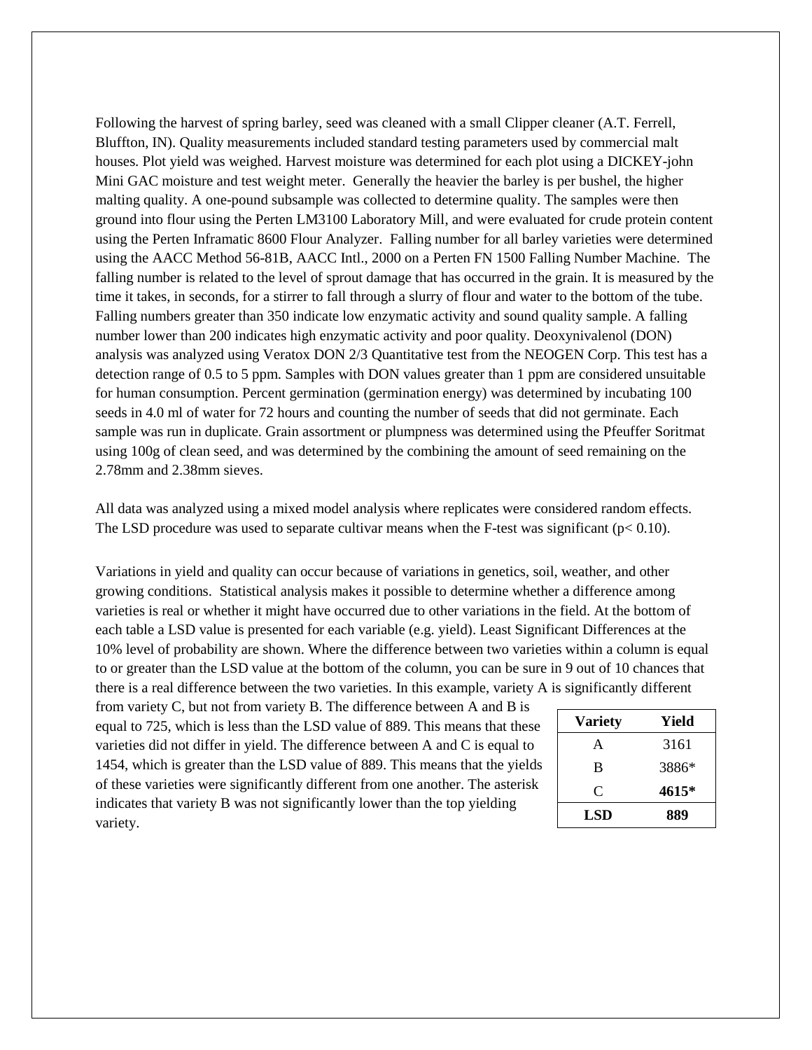Following the harvest of spring barley, seed was cleaned with a small Clipper cleaner (A.T. Ferrell, Bluffton, IN). Quality measurements included standard testing parameters used by commercial malt houses. Plot yield was weighed. Harvest moisture was determined for each plot using a DICKEY-john Mini GAC moisture and test weight meter. Generally the heavier the barley is per bushel, the higher malting quality. A one-pound subsample was collected to determine quality. The samples were then ground into flour using the Perten LM3100 Laboratory Mill, and were evaluated for crude protein content using the Perten Inframatic 8600 Flour Analyzer. Falling number for all barley varieties were determined using the AACC Method 56-81B, AACC Intl., 2000 on a Perten FN 1500 Falling Number Machine. The falling number is related to the level of sprout damage that has occurred in the grain. It is measured by the time it takes, in seconds, for a stirrer to fall through a slurry of flour and water to the bottom of the tube. Falling numbers greater than 350 indicate low enzymatic activity and sound quality sample. A falling number lower than 200 indicates high enzymatic activity and poor quality. Deoxynivalenol (DON) analysis was analyzed using Veratox DON 2/3 Quantitative test from the NEOGEN Corp. This test has a detection range of 0.5 to 5 ppm. Samples with DON values greater than 1 ppm are considered unsuitable for human consumption. Percent germination (germination energy) was determined by incubating 100 seeds in 4.0 ml of water for 72 hours and counting the number of seeds that did not germinate. Each sample was run in duplicate. Grain assortment or plumpness was determined using the Pfeuffer Soritmat using 100g of clean seed, and was determined by the combining the amount of seed remaining on the 2.78mm and 2.38mm sieves.

All data was analyzed using a mixed model analysis where replicates were considered random effects. The LSD procedure was used to separate cultivar means when the F-test was significant ($p < 0.10$).

Variations in yield and quality can occur because of variations in genetics, soil, weather, and other growing conditions. Statistical analysis makes it possible to determine whether a difference among varieties is real or whether it might have occurred due to other variations in the field. At the bottom of each table a LSD value is presented for each variable (e.g. yield). Least Significant Differences at the 10% level of probability are shown. Where the difference between two varieties within a column is equal to or greater than the LSD value at the bottom of the column, you can be sure in 9 out of 10 chances that there is a real difference between the two varieties. In this example, variety A is significantly different from variety C, but not from variety B. The difference between A and B is equal to 725, which is less than the LSD value of 889. This means that these varieties did not differ in yield. The difference between A and C is equal to 1454, which is greater than the LSD value of 889. This means that the yields of these varieties were significantly different from one another. The asterisk indicates that variety B was not significantly lower than the top yielding variety.

| Variety | Yield |
|---|---|
| A | 3161 |
| B | 3886* |
| C | **4615*** |
| **LSD** | **889** |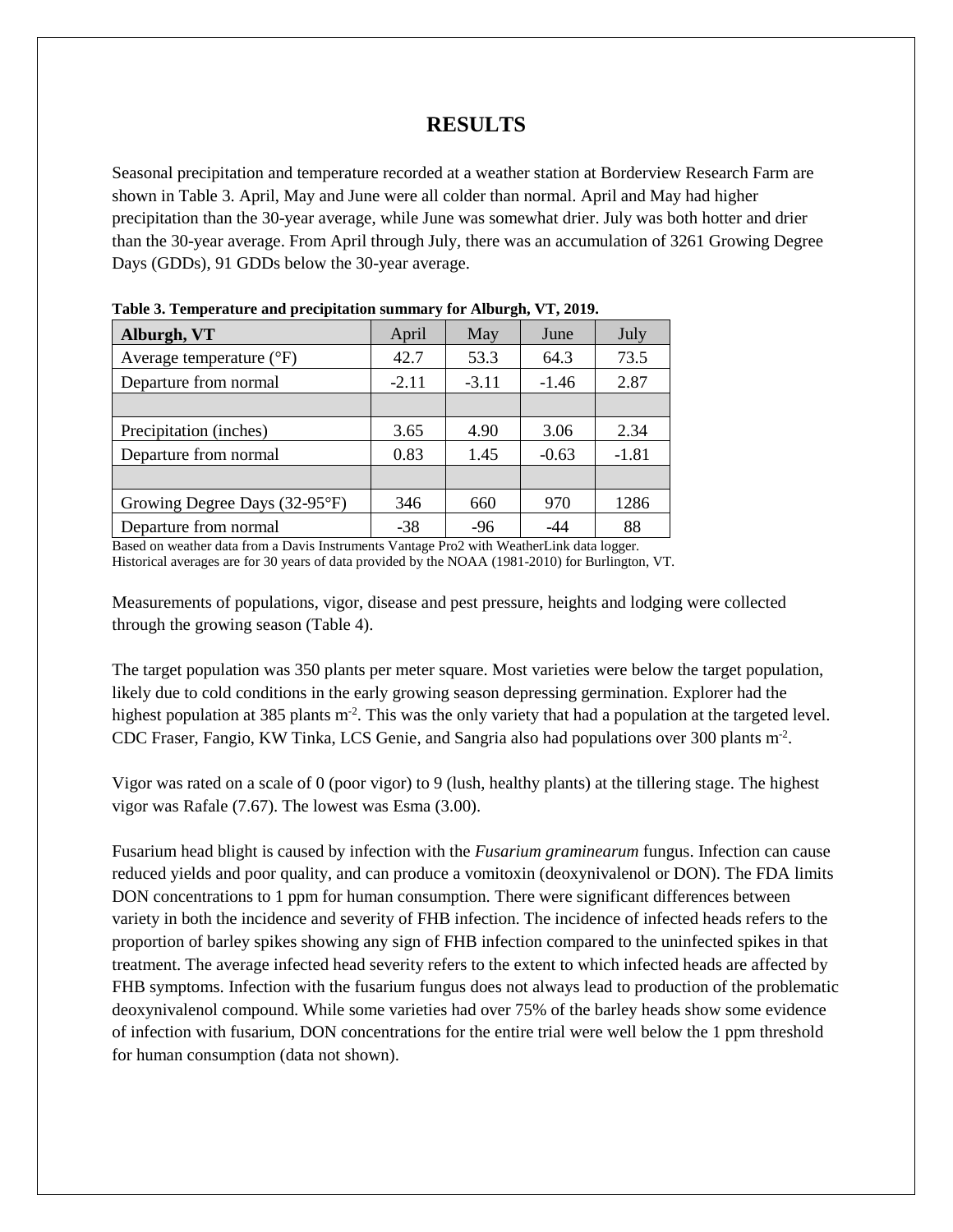# RESULTS

Seasonal precipitation and temperature recorded at a weather station at Borderview Research Farm are shown in Table 3. April, May and June were all colder than normal. April and May had higher precipitation than the 30-year average, while June was somewhat drier. July was both hotter and drier than the 30-year average. From April through July, there was an accumulation of 3261 Growing Degree Days (GDDs), 91 GDDs below the 30-year average.

**Table 3. Temperature and precipitation summary for Alburgh, VT, 2019.**

| **Alburgh, VT** | April | May | June | July |
|---|---|---|---|---|
| Average temperature (°F) | 42.7 | 53.3 | 64.3 | 73.5 |
| Departure from normal | -2.11 | -3.11 | -1.46 | 2.87 |
| | | | | |
| Precipitation (inches) | 3.65 | 4.90 | 3.06 | 2.34 |
| Departure from normal | 0.83 | 1.45 | -0.63 | -1.81 |
| | | | | |
| Growing Degree Days (32-95°F) | 346 | 660 | 970 | 1286 |
| Departure from normal | -38 | -96 | -44 | 88 |

Based on weather data from a Davis Instruments Vantage Pro2 with WeatherLink data logger.
Historical averages are for 30 years of data provided by the NOAA (1981-2010) for Burlington, VT.

Measurements of populations, vigor, disease and pest pressure, heights and lodging were collected through the growing season (Table 4).

The target population was 350 plants per meter square. Most varieties were below the target population, likely due to cold conditions in the early growing season depressing germination. Explorer had the highest population at 385 plants $m^{-2}$. This was the only variety that had a population at the targeted level. CDC Fraser, Fangio, KW Tinka, LCS Genie, and Sangria also had populations over 300 plants $m^{-2}$.

Vigor was rated on a scale of 0 (poor vigor) to 9 (lush, healthy plants) at the tillering stage. The highest vigor was Rafale (7.67). The lowest was Esma (3.00).

Fusarium head blight is caused by infection with the *Fusarium graminearum* fungus. Infection can cause reduced yields and poor quality, and can produce a vomitoxin (deoxynivalenol or DON). The FDA limits DON concentrations to 1 ppm for human consumption. There were significant differences between variety in both the incidence and severity of FHB infection. The incidence of infected heads refers to the proportion of barley spikes showing any sign of FHB infection compared to the uninfected spikes in that treatment. The average infected head severity refers to the extent to which infected heads are affected by FHB symptoms. Infection with the fusarium fungus does not always lead to production of the problematic deoxynivalenol compound. While some varieties had over 75% of the barley heads show some evidence of infection with fusarium, DON concentrations for the entire trial were well below the 1 ppm threshold for human consumption (data not shown).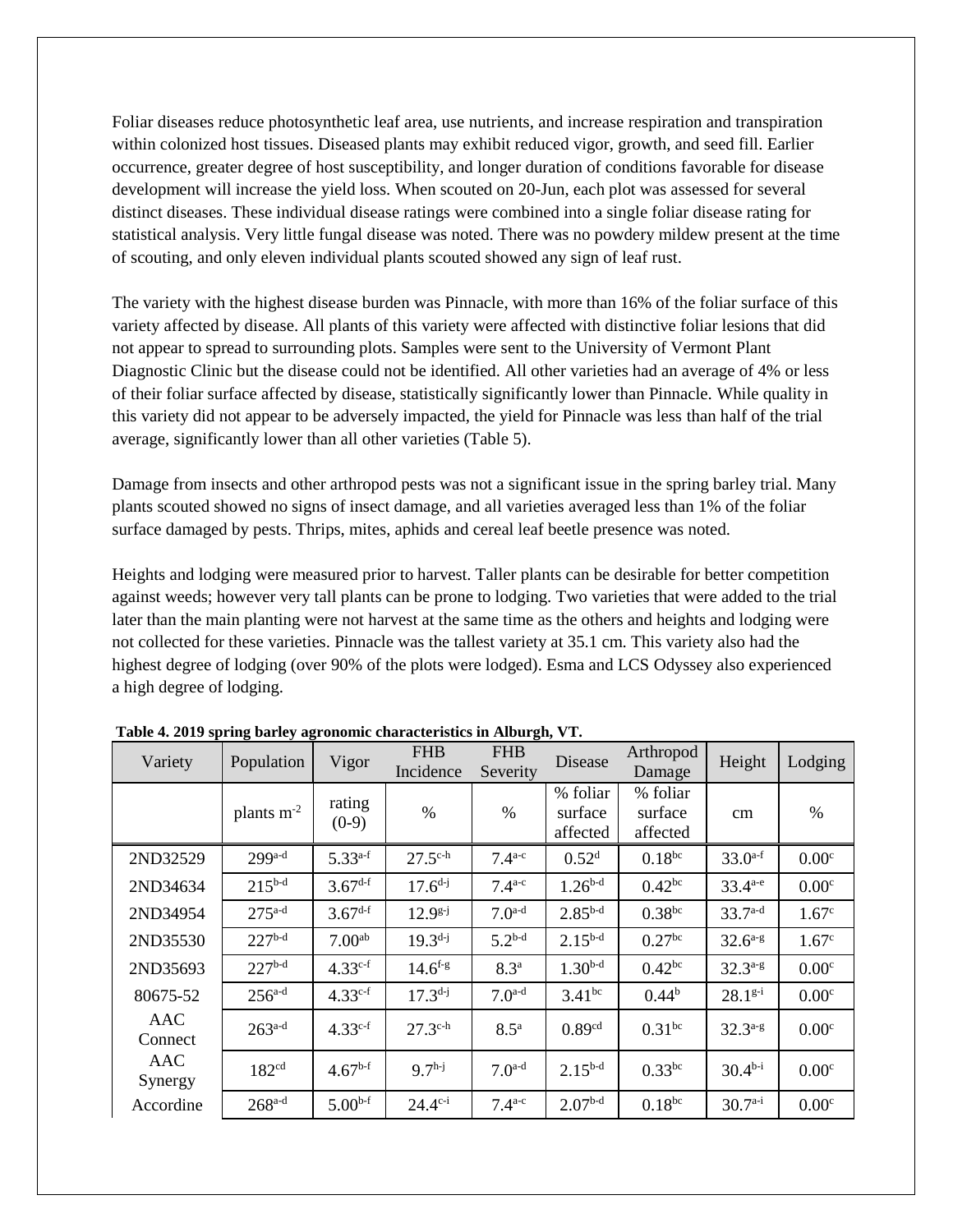Foliar diseases reduce photosynthetic leaf area, use nutrients, and increase respiration and transpiration within colonized host tissues. Diseased plants may exhibit reduced vigor, growth, and seed fill. Earlier occurrence, greater degree of host susceptibility, and longer duration of conditions favorable for disease development will increase the yield loss. When scouted on 20-Jun, each plot was assessed for several distinct diseases. These individual disease ratings were combined into a single foliar disease rating for statistical analysis. Very little fungal disease was noted. There was no powdery mildew present at the time of scouting, and only eleven individual plants scouted showed any sign of leaf rust.

The variety with the highest disease burden was Pinnacle, with more than 16% of the foliar surface of this variety affected by disease. All plants of this variety were affected with distinctive foliar lesions that did not appear to spread to surrounding plots. Samples were sent to the University of Vermont Plant Diagnostic Clinic but the disease could not be identified. All other varieties had an average of 4% or less of their foliar surface affected by disease, statistically significantly lower than Pinnacle. While quality in this variety did not appear to be adversely impacted, the yield for Pinnacle was less than half of the trial average, significantly lower than all other varieties (Table 5).

Damage from insects and other arthropod pests was not a significant issue in the spring barley trial. Many plants scouted showed no signs of insect damage, and all varieties averaged less than 1% of the foliar surface damaged by pests. Thrips, mites, aphids and cereal leaf beetle presence was noted.

Heights and lodging were measured prior to harvest. Taller plants can be desirable for better competition against weeds; however very tall plants can be prone to lodging. Two varieties that were added to the trial later than the main planting were not harvest at the same time as the others and heights and lodging were not collected for these varieties. Pinnacle was the tallest variety at 35.1 cm. This variety also had the highest degree of lodging (over 90% of the plots were lodged). Esma and LCS Odyssey also experienced a high degree of lodging.

**Table 4. 2019 spring barley agronomic characteristics in Alburgh, VT.**

| Variety | Population | Vigor | FHB Incidence | FHB Severity | Disease | Arthropod Damage | Height | Lodging |
|---|---|---|---|---|---|---|---|---|
| | plants $m^{-2}$ | rating (0-9) | % | % | % foliar surface affected | % foliar surface affected | cm | % |
| 2ND32529 | 299[a-d] | 5.33[a-f] | 27.5[c-h] | 7.4[a-c] | 0.52[d] | 0.18[bc] | 33.0[a-f] | 0.00[c] |
| 2ND34634 | 215[b-d] | 3.67[d-f] | 17.6[d-j] | 7.4[a-c] | 1.26[b-d] | 0.42[bc] | 33.4[a-e] | 0.00[c] |
| 2ND34954 | 275[a-d] | 3.67[d-f] | 12.9[g-j] | 7.0[a-d] | 2.85[b-d] | 0.38[bc] | 33.7[a-d] | 1.67[c] |
| 2ND35530 | 227[b-d] | 7.00[ab] | 19.3[d-j] | 5.2[b-d] | 2.15[b-d] | 0.27[bc] | 32.6[a-g] | 1.67[c] |
| 2ND35693 | 227[b-d] | 4.33[c-f] | 14.6[f-g] | 8.3[a] | 1.30[b-d] | 0.42[bc] | 32.3[a-g] | 0.00[c] |
| 80675-52 | 256[a-d] | 4.33[c-f] | 17.3[d-j] | 7.0[a-d] | 3.41[bc] | 0.44[b] | 28.1[g-i] | 0.00[c] |
| AAC Connect | 263[a-d] | 4.33[c-f] | 27.3[c-h] | 8.5[a] | 0.89[cd] | 0.31[bc] | 32.3[a-g] | 0.00[c] |
| AAC Synergy | 182[cd] | 4.67[b-f] | 9.7[h-j] | 7.0[a-d] | 2.15[b-d] | 0.33[bc] | 30.4[b-i] | 0.00[c] |
| Accordine | 268[a-d] | 5.00[b-f] | 24.4[c-i] | 7.4[a-c] | 2.07[b-d] | 0.18[bc] | 30.7[a-i] | 0.00[c] |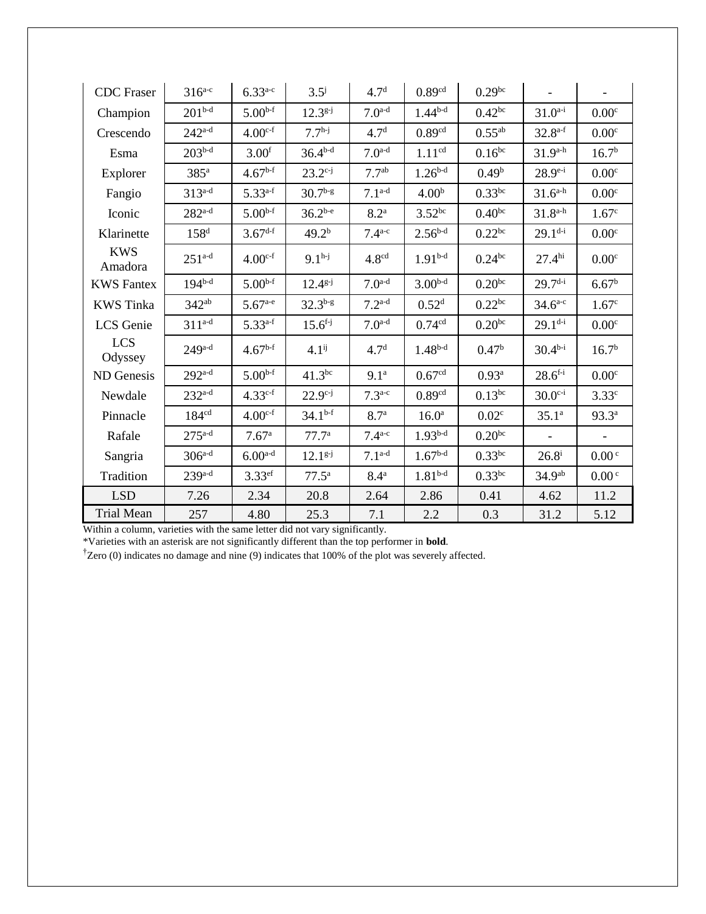| | | | | | | | | |
|---|---|---|---|---|---|---|---|---|
| CDC Fraser | 316[a-c] | 6.33[a-c] | 3.5[j] | 4.7[d] | 0.89[cd] | 0.29[bc] | - | - |
| Champion | 201[b-d] | 5.00[b-f] | 12.3[g-j] | 7.0[a-d] | 1.44[b-d] | 0.42[bc] | 31.0[a-i] | 0.00[c] |
| Crescendo | 242[a-d] | 4.00[c-f] | 7.7[h-j] | 4.7[d] | 0.89[cd] | 0.55[ab] | 32.8[a-f] | 0.00[c] |
| Esma | 203[b-d] | 3.00[f] | 36.4[b-d] | 7.0[a-d] | 1.11[cd] | 0.16[bc] | 31.9[a-h] | 16.7[b] |
| Explorer | 385[a] | 4.67[b-f] | 23.2[c-j] | 7.7[ab] | 1.26[b-d] | 0.49[b] | 28.9[e-i] | 0.00[c] |
| Fangio | 313[a-d] | 5.33[a-f] | 30.7[b-g] | 7.1[a-d] | 4.00[b] | 0.33[bc] | 31.6[a-h] | 0.00[c] |
| Iconic | 282[a-d] | 5.00[b-f] | 36.2[b-e] | 8.2[a] | 3.52[bc] | 0.40[bc] | 31.8[a-h] | 1.67[c] |
| Klarinette | 158[d] | 3.67[d-f] | 49.2[b] | 7.4[a-c] | 2.56[b-d] | 0.22[bc] | 29.1[d-i] | 0.00[c] |
| KWS Amadora | 251[a-d] | 4.00[c-f] | 9.1[h-j] | 4.8[cd] | 1.91[b-d] | 0.24[bc] | 27.4[hi] | 0.00[c] |
| KWS Fantex | 194[b-d] | 5.00[b-f] | 12.4[g-j] | 7.0[a-d] | 3.00[b-d] | 0.20[bc] | 29.7[d-i] | 6.67[b] |
| KWS Tinka | 342[ab] | 5.67[a-e] | 32.3[b-g] | 7.2[a-d] | 0.52[d] | 0.22[bc] | 34.6[a-c] | 1.67[c] |
| LCS Genie | 311[a-d] | 5.33[a-f] | 15.6[f-j] | 7.0[a-d] | 0.74[cd] | 0.20[bc] | 29.1[d-i] | 0.00[c] |
| LCS Odyssey | 249[a-d] | 4.67[b-f] | 4.1[ij] | 4.7[d] | 1.48[b-d] | 0.47[b] | 30.4[b-i] | 16.7[b] |
| ND Genesis | 292[a-d] | 5.00[b-f] | 41.3[bc] | 9.1[a] | 0.67[cd] | 0.93[a] | 28.6[f-i] | 0.00[c] |
| Newdale | 232[a-d] | 4.33[c-f] | 22.9[c-j] | 7.3[a-c] | 0.89[cd] | 0.13[bc] | 30.0[c-i] | 3.33[c] |
| Pinnacle | 184[cd] | 4.00[c-f] | 34.1[b-f] | 8.7[a] | 16.0[a] | 0.02[c] | 35.1[a] | 93.3[a] |
| Rafale | 275[a-d] | 7.67[a] | 77.7[a] | 7.4[a-c] | 1.93[b-d] | 0.20[bc] | - | - |
| Sangria | 306[a-d] | 6.00[a-d] | 12.1[g-j] | 7.1[a-d] | 1.67[b-d] | 0.33[bc] | 26.8[i] | 0.00[c] |
| Tradition | 239[a-d] | 3.33[ef] | 77.5[a] | 8.4[a] | 1.81[b-d] | 0.33[bc] | 34.9[ab] | 0.00[c] |
| LSD | 7.26 | 2.34 | 20.8 | 2.64 | 2.86 | 0.41 | 4.62 | 11.2 |
| Trial Mean | 257 | 4.80 | 25.3 | 7.1 | 2.2 | 0.3 | 31.2 | 5.12 |

Within a column, varieties with the same letter did not vary significantly.

*Varieties with an asterisk are not significantly different than the top performer in **bold**.

†Zero (0) indicates no damage and nine (9) indicates that 100% of the plot was severely affected.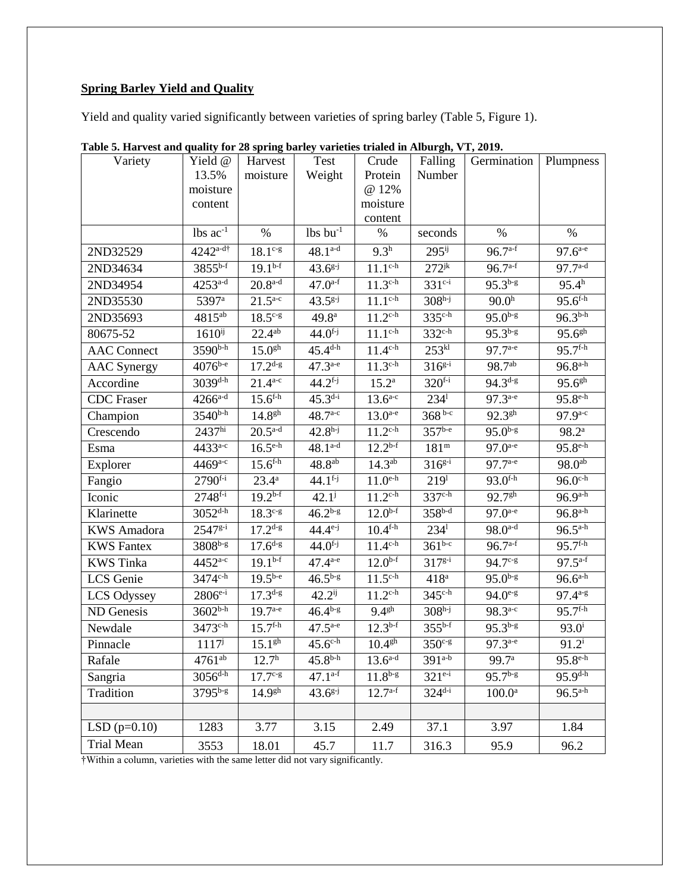**Spring Barley Yield and Quality**

Yield and quality varied significantly between varieties of spring barley (Table 5, Figure 1).

**Table 5. Harvest and quality for 28 spring barley varieties trialed in Alburgh, VT, 2019.**

| Variety | Yield @ 13.5% moisture content | Harvest moisture | Test Weight | Crude Protein @ 12% moisture content | Falling Number | Germination | Plumpness |
|---|---|---|---|---|---|---|---|
| | lbs $ac^{-1}$ | % | lbs $bu^{-1}$ | % | seconds | % | % |
| 2ND32529 | $4242^{a-d†}$ | $18.1^{c-g}$ | $48.1^{a-d}$ | $9.3^{h}$ | $295^{ij}$ | $96.7^{a-f}$ | $97.6^{a-e}$ |
| 2ND34634 | $3855^{b-f}$ | $19.1^{b-f}$ | $43.6^{g-j}$ | $11.1^{c-h}$ | $272^{jk}$ | $96.7^{a-f}$ | $97.7^{a-d}$ |
| 2ND34954 | $4253^{a-d}$ | $20.8^{a-d}$ | $47.0^{a-f}$ | $11.3^{c-h}$ | $331^{c-i}$ | $95.3^{b-g}$ | $95.4^{h}$ |
| 2ND35530 | $5397^{a}$ | $21.5^{a-c}$ | $43.5^{g-j}$ | $11.1^{c-h}$ | $308^{h-j}$ | $90.0^{h}$ | $95.6^{f-h}$ |
| 2ND35693 | $4815^{ab}$ | $18.5^{c-g}$ | $49.8^{a}$ | $11.2^{c-h}$ | $335^{c-h}$ | $95.0^{b-g}$ | $96.3^{b-h}$ |
| 80675-52 | $1610^{ij}$ | $22.4^{ab}$ | $44.0^{f-j}$ | $11.1^{c-h}$ | $332^{c-h}$ | $95.3^{b-g}$ | $95.6^{gh}$ |
| AAC Connect | $3590^{b-h}$ | $15.0^{gh}$ | $45.4^{d-h}$ | $11.4^{c-h}$ | $253^{kl}$ | $97.7^{a-e}$ | $95.7^{f-h}$ |
| AAC Synergy | $4076^{b-e}$ | $17.2^{d-g}$ | $47.3^{a-e}$ | $11.3^{c-h}$ | $316^{g-i}$ | $98.7^{ab}$ | $96.8^{a-h}$ |
| Accordine | $3039^{d-h}$ | $21.4^{a-c}$ | $44.2^{f-j}$ | $15.2^{a}$ | $320^{f-i}$ | $94.3^{d-g}$ | $95.6^{gh}$ |
| CDC Fraser | $4266^{a-d}$ | $15.6^{f-h}$ | $45.3^{d-i}$ | $13.6^{a-c}$ | $234^{l}$ | $97.3^{a-e}$ | $95.8^{e-h}$ |
| Champion | $3540^{b-h}$ | $14.8^{gh}$ | $48.7^{a-c}$ | $13.0^{a-e}$ | $368^{b-c}$ | $92.3^{gh}$ | $97.9^{a-c}$ |
| Crescendo | $2437^{hi}$ | $20.5^{a-d}$ | $42.8^{h-j}$ | $11.2^{c-h}$ | $357^{b-e}$ | $95.0^{b-g}$ | $98.2^{a}$ |
| Esma | $4433^{a-c}$ | $16.5^{e-h}$ | $48.1^{a-d}$ | $12.2^{b-f}$ | $181^{m}$ | $97.0^{a-e}$ | $95.8^{e-h}$ |
| Explorer | $4469^{a-c}$ | $15.6^{f-h}$ | $48.8^{ab}$ | $14.3^{ab}$ | $316^{g-i}$ | $97.7^{a-e}$ | $98.0^{ab}$ |
| Fangio | $2790^{f-i}$ | $23.4^{a}$ | $44.1^{f-j}$ | $11.0^{e-h}$ | $219^{l}$ | $93.0^{f-h}$ | $96.0^{c-h}$ |
| Iconic | $2748^{f-i}$ | $19.2^{b-f}$ | $42.1^{j}$ | $11.2^{c-h}$ | $337^{c-h}$ | $92.7^{gh}$ | $96.9^{a-h}$ |
| Klarinette | $3052^{d-h}$ | $18.3^{c-g}$ | $46.2^{b-g}$ | $12.0^{b-f}$ | $358^{b-d}$ | $97.0^{a-e}$ | $96.8^{a-h}$ |
| KWS Amadora | $2547^{g-i}$ | $17.2^{d-g}$ | $44.4^{e-j}$ | $10.4^{f-h}$ | $234^{l}$ | $98.0^{a-d}$ | $96.5^{a-h}$ |
| KWS Fantex | $3808^{b-g}$ | $17.6^{d-g}$ | $44.0^{f-j}$ | $11.4^{c-h}$ | $361^{b-c}$ | $96.7^{a-f}$ | $95.7^{f-h}$ |
| KWS Tinka | $4452^{a-c}$ | $19.1^{b-f}$ | $47.4^{a-e}$ | $12.0^{b-f}$ | $317^{g-i}$ | $94.7^{c-g}$ | $97.5^{a-f}$ |
| LCS Genie | $3474^{c-h}$ | $19.5^{b-e}$ | $46.5^{b-g}$ | $11.5^{c-h}$ | $418^{a}$ | $95.0^{b-g}$ | $96.6^{a-h}$ |
| LCS Odyssey | $2806^{e-i}$ | $17.3^{d-g}$ | $42.2^{ij}$ | $11.2^{c-h}$ | $345^{c-h}$ | $94.0^{e-g}$ | $97.4^{a-g}$ |
| ND Genesis | $3602^{b-h}$ | $19.7^{a-e}$ | $46.4^{b-g}$ | $9.4^{gh}$ | $308^{h-j}$ | $98.3^{a-c}$ | $95.7^{f-h}$ |
| Newdale | $3473^{c-h}$ | $15.7^{f-h}$ | $47.5^{a-e}$ | $12.3^{b-f}$ | $355^{b-f}$ | $95.3^{b-g}$ | $93.0^{i}$ |
| Pinnacle | $1117^{j}$ | $15.1^{gh}$ | $45.6^{c-h}$ | $10.4^{gh}$ | $350^{c-g}$ | $97.3^{a-e}$ | $91.2^{i}$ |
| Rafale | $4761^{ab}$ | $12.7^{h}$ | $45.8^{b-h}$ | $13.6^{a-d}$ | $391^{a-b}$ | $99.7^{a}$ | $95.8^{e-h}$ |
| Sangria | $3056^{d-h}$ | $17.7^{c-g}$ | $47.1^{a-f}$ | $11.8^{b-g}$ | $321^{e-i}$ | $95.7^{b-g}$ | $95.9^{d-h}$ |
| Tradition | $3795^{b-g}$ | $14.9^{gh}$ | $43.6^{g-j}$ | $12.7^{a-f}$ | $324^{d-i}$ | $100.0^{a}$ | $96.5^{a-h}$ |
| | | | | | | | |
| LSD (p=0.10) | 1283 | 3.77 | 3.15 | 2.49 | 37.1 | 3.97 | 1.84 |
| Trial Mean | 3553 | 18.01 | 45.7 | 11.7 | 316.3 | 95.9 | 96.2 |

†Within a column, varieties with the same letter did not vary significantly.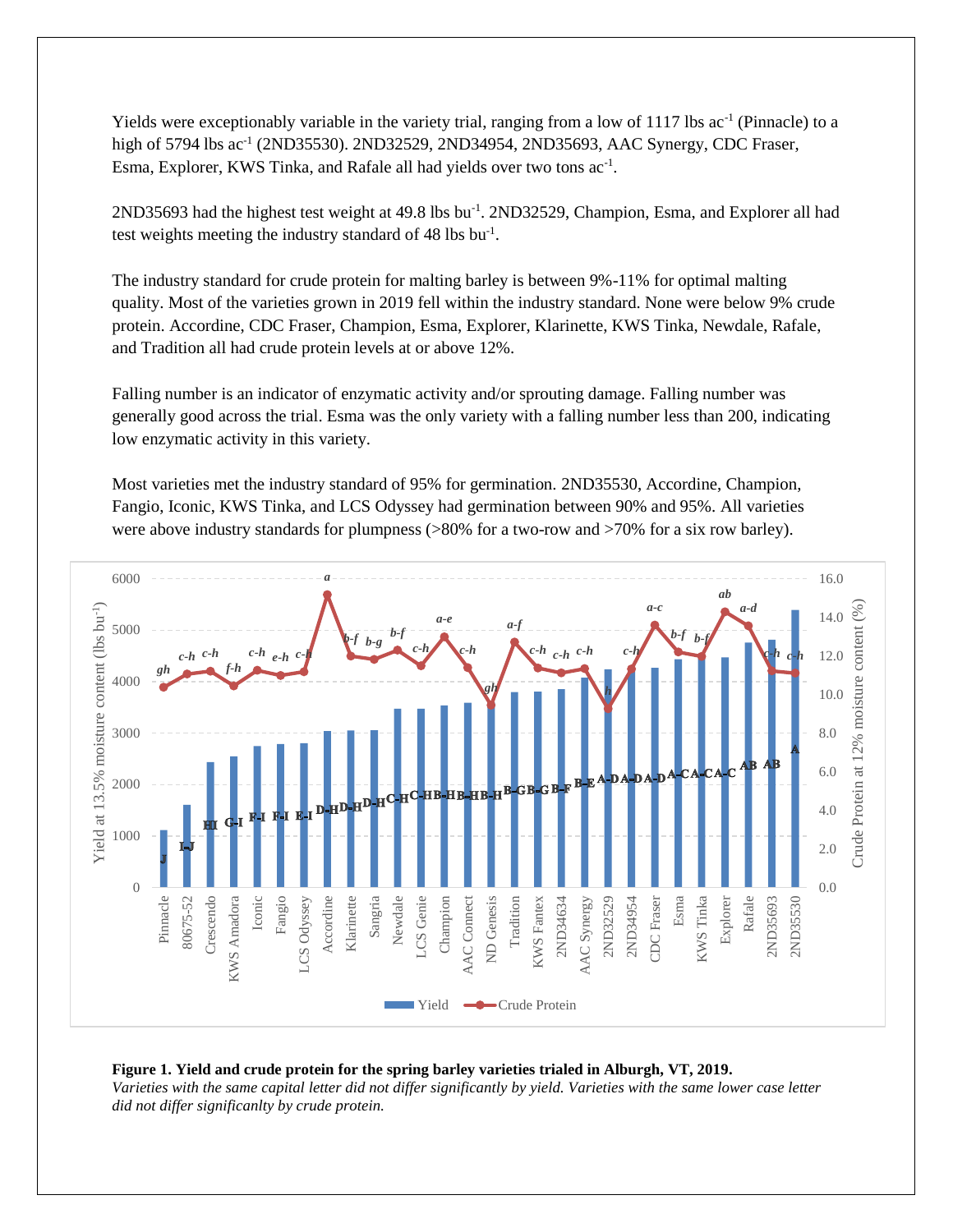Yields were exceptionally variable in the variety trial, ranging from a low of 1117 lbs ac$^{-1}$ (Pinnacle) to a high of 5794 lbs ac$^{-1}$ (2ND35530). 2ND32529, 2ND34954, 2ND35693, AAC Synergy, CDC Fraser, Esma, Explorer, KWS Tinka, and Rafale all had yields over two tons ac$^{-1}$.

2ND35693 had the highest test weight at 49.8 lbs bu$^{-1}$. 2ND32529, Champion, Esma, and Explorer all had test weights meeting the industry standard of 48 lbs bu$^{-1}$.

The industry standard for crude protein for malting barley is between 9%-11% for optimal malting quality. Most of the varieties grown in 2019 fell within the industry standard. None were below 9% crude protein. Accordine, CDC Fraser, Champion, Esma, Explorer, Klarinette, KWS Tinka, Newdale, Rafale, and Tradition all had crude protein levels at or above 12%.

Falling number is an indicator of enzymatic activity and/or sprouting damage. Falling number was generally good across the trial. Esma was the only variety with a falling number less than 200, indicating low enzymatic activity in this variety.

Most varieties met the industry standard of 95% for germination. 2ND35530, Accordine, Champion, Fangio, Iconic, KWS Tinka, and LCS Odyssey had germination between 90% and 95%. All varieties were above industry standards for plumpness (>80% for a two-row and >70% for a six row barley).

**Figure 1. Yield and crude protein for the spring barley varieties trialed in Alburgh, VT, 2019.**
*Varieties with the same capital letter did not differ significantly by yield. Varieties with the same lower case letter did not differ significanlty by crude protein.*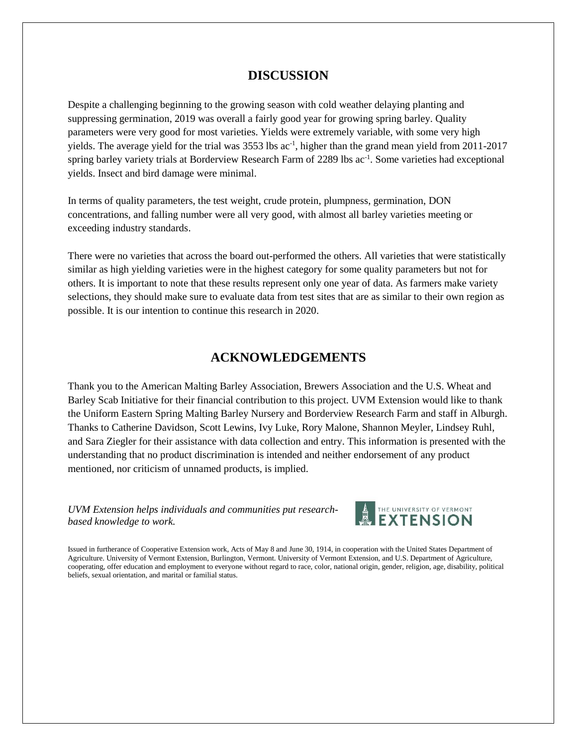## DISCUSSION

Despite a challenging beginning to the growing season with cold weather delaying planting and suppressing germination, 2019 was overall a fairly good year for growing spring barley. Quality parameters were very good for most varieties. Yields were extremely variable, with some very high yields. The average yield for the trial was 3553 lbs $ac^{-1}$, higher than the grand mean yield from 2011-2017 spring barley variety trials at Borderview Research Farm of 2289 lbs $ac^{-1}$. Some varieties had exceptional yields. Insect and bird damage were minimal.

In terms of quality parameters, the test weight, crude protein, plumpness, germination, DON concentrations, and falling number were all very good, with almost all barley varieties meeting or exceeding industry standards.

There were no varieties that across the board out-performed the others. All varieties that were statistically similar as high yielding varieties were in the highest category for some quality parameters but not for others. It is important to note that these results represent only one year of data. As farmers make variety selections, they should make sure to evaluate data from test sites that are as similar to their own region as possible. It is our intention to continue this research in 2020.

## ACKNOWLEDGEMENTS

Thank you to the American Malting Barley Association, Brewers Association and the U.S. Wheat and Barley Scab Initiative for their financial contribution to this project. UVM Extension would like to thank the Uniform Eastern Spring Malting Barley Nursery and Borderview Research Farm and staff in Alburgh. Thanks to Catherine Davidson, Scott Lewins, Ivy Luke, Rory Malone, Shannon Meyler, Lindsey Ruhl, and Sara Ziegler for their assistance with data collection and entry. This information is presented with the understanding that no product discrimination is intended and neither endorsement of any product mentioned, nor criticism of unnamed products, is implied.

*UVM Extension helps individuals and communities put research-based knowledge to work.*

THE UNIVERSITY OF VERMONT EXTENSION

Issued in furtherance of Cooperative Extension work, Acts of May 8 and June 30, 1914, in cooperation with the United States Department of Agriculture. University of Vermont Extension, Burlington, Vermont. University of Vermont Extension, and U.S. Department of Agriculture, cooperating, offer education and employment to everyone without regard to race, color, national origin, gender, religion, age, disability, political beliefs, sexual orientation, and marital or familial status.